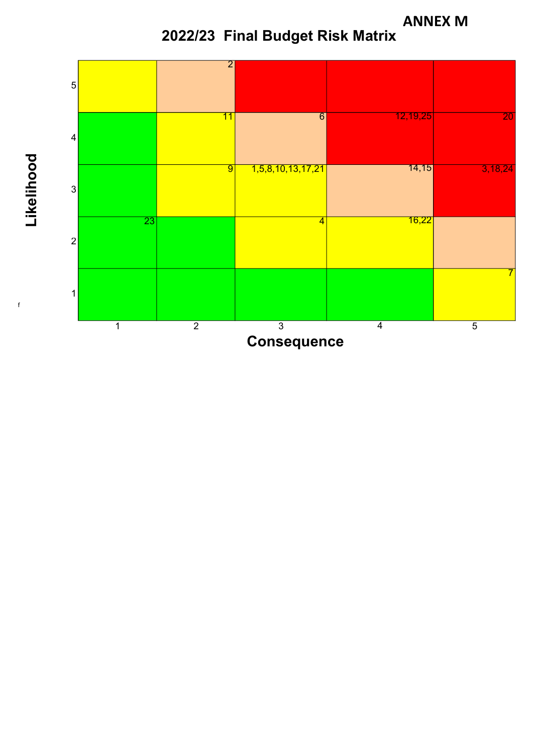ANNEX M

# 2022/23 Final Budget Risk Matrix

| Likelihood \ Consequence | 1 | 2 | 3 | 4 | 5 |
|---|---|---|---|---|---|
| 5 | | 2 | | | |
| 4 | | 11 | 6 | 12,19,25 | 20 |
| 3 | | 9 | 1,5,8,10,13,17,21 | 14,15 | 3,18,24 |
| 2 | 23 | | 4 | 16,22 | |
| 1 | | | | | 7 |

**Consequence**

**Likelihood**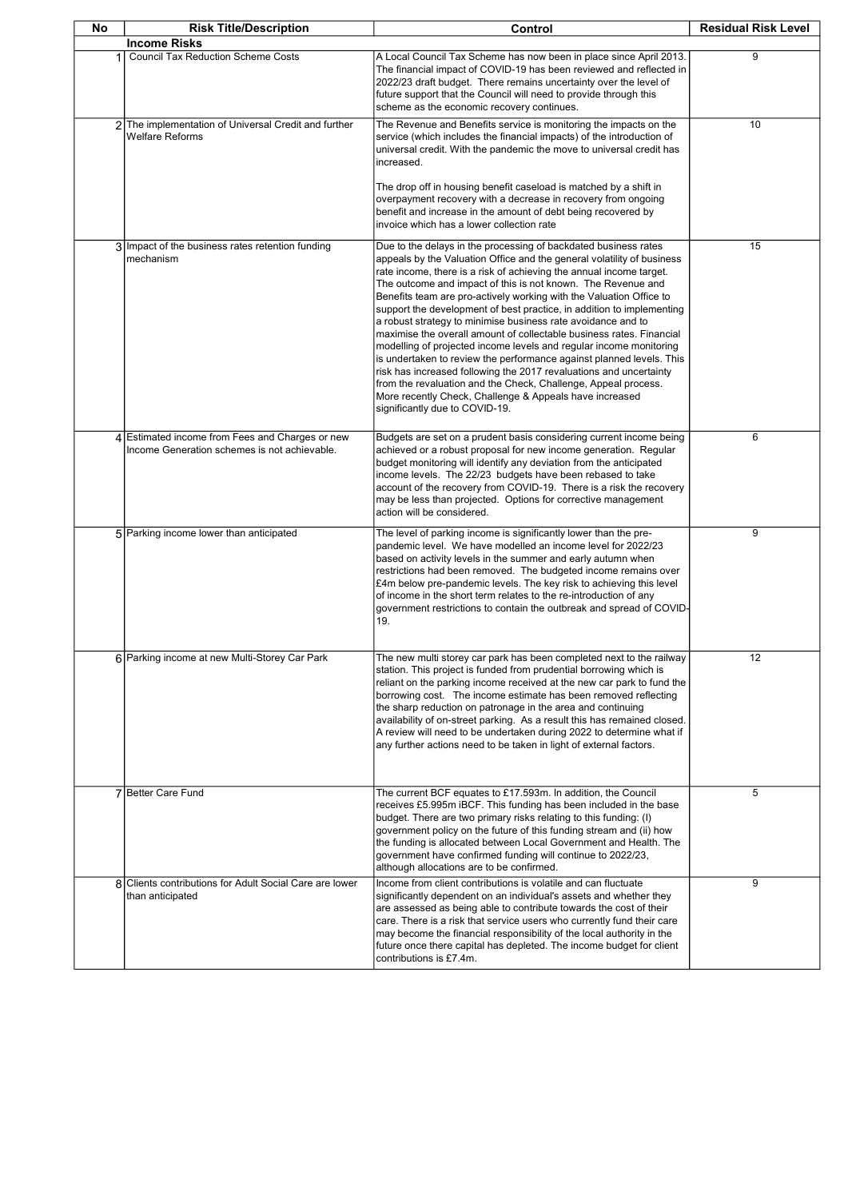| No | Risk Title/Description | Control | Residual Risk Level |
|---|---|---|---|
| | **Income Risks** | | |
| 1 | Council Tax Reduction Scheme Costs | A Local Council Tax Scheme has now been in place since April 2013. The financial impact of COVID-19 has been reviewed and reflected in 2022/23 draft budget. There remains uncertainty over the level of future support that the Council will need to provide through this scheme as the economic recovery continues. | 9 |
| 2 | The implementation of Universal Credit and further Welfare Reforms | The Revenue and Benefits service is monitoring the impacts on the service (which includes the financial impacts) of the introduction of universal credit. With the pandemic the move to universal credit has increased.<br><br>The drop off in housing benefit caseload is matched by a shift in overpayment recovery with a decrease in recovery from ongoing benefit and increase in the amount of debt being recovered by invoice which has a lower collection rate | 10 |
| 3 | Impact of the business rates retention funding mechanism | Due to the delays in the processing of backdated business rates appeals by the Valuation Office and the general volatility of business rate income, there is a risk of achieving the annual income target. The outcome and impact of this is not known. The Revenue and Benefits team are pro-actively working with the Valuation Office to support the development of best practice, in addition to implementing a robust strategy to minimise business rate avoidance and to maximise the overall amount of collectable business rates. Financial modelling of projected income levels and regular income monitoring is undertaken to review the performance against planned levels. This risk has increased following the 2017 revaluations and uncertainty from the revaluation and the Check, Challenge, Appeal process. More recently Check, Challenge & Appeals have increased significantly due to COVID-19. | 15 |
| 4 | Estimated income from Fees and Charges or new Income Generation schemes is not achievable. | Budgets are set on a prudent basis considering current income being achieved or a robust proposal for new income generation. Regular budget monitoring will identify any deviation from the anticipated income levels. The 22/23 budgets have been rebased to take account of the recovery from COVID-19. There is a risk the recovery may be less than projected. Options for corrective management action will be considered. | 6 |
| 5 | Parking income lower than anticipated | The level of parking income is significantly lower than the pre-pandemic level. We have modelled an income level for 2022/23 based on activity levels in the summer and early autumn when restrictions had been removed. The budgeted income remains over £4m below pre-pandemic levels. The key risk to achieving this level of income in the short term relates to the re-introduction of any government restrictions to contain the outbreak and spread of COVID-19. | 9 |
| 6 | Parking income at new Multi-Storey Car Park | The new multi storey car park has been completed next to the railway station. This project is funded from prudential borrowing which is reliant on the parking income received at the new car park to fund the borrowing cost. The income estimate has been removed reflecting the sharp reduction on patronage in the area and continuing availability of on-street parking. As a result this has remained closed. A review will need to be undertaken during 2022 to determine what if any further actions need to be taken in light of external factors. | 12 |
| 7 | Better Care Fund | The current BCF equates to £17.593m. In addition, the Council receives £5.995m iBCF. This funding has been included in the base budget. There are two primary risks relating to this funding: (I) government policy on the future of this funding stream and (ii) how the funding is allocated between Local Government and Health. The government have confirmed funding will continue to 2022/23, although allocations are to be confirmed. | 5 |
| 8 | Clients contributions for Adult Social Care are lower than anticipated | Income from client contributions is volatile and can fluctuate significantly dependent on an individual's assets and whether they are assessed as being able to contribute towards the cost of their care. There is a risk that service users who currently fund their care may become the financial responsibility of the local authority in the future once there capital has depleted. The income budget for client contributions is £7.4m. | 9 |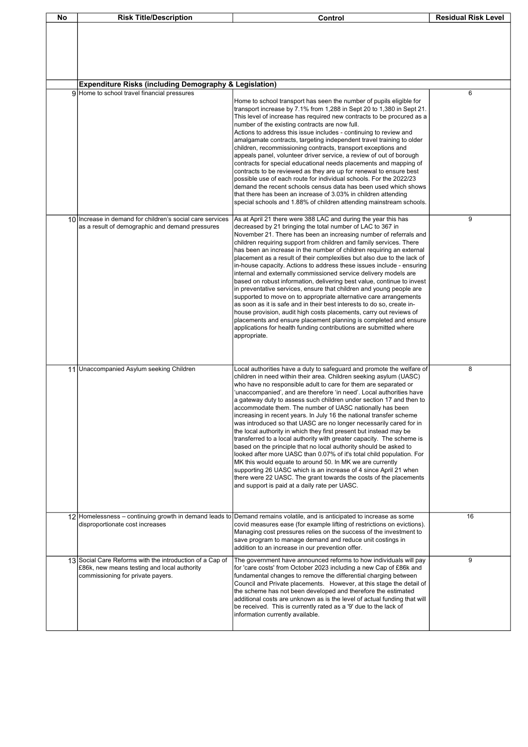| No | Risk Title/Description | Control | Residual Risk Level |
|---|---|---|---|
| | | | |
| | **Expenditure Risks (including Demography & Legislation)** | | |
| 9 | Home to school travel financial pressures | Home to school transport has seen the number of pupils eligible for transport increase by 7.1% from 1,288 in Sept 20 to 1,380 in Sept 21. This level of increase has required new contracts to be procured as a number of the existing contracts are now full. Actions to address this issue includes - continuing to review and amalgamate contracts, targeting independent travel training to older children, recommissioning contracts, transport exceptions and appeals panel, volunteer driver service, a review of out of borough contracts for special educational needs placements and mapping of contracts to be reviewed as they are up for renewal to ensure best possible use of each route for individual schools. For the 2022/23 demand the recent schools census data has been used which shows that there has been an increase of 3.03% in children attending special schools and 1.88% of children attending mainstream schools. | 6 |
| 10 | Increase in demand for children's social care services as a result of demographic and demand pressures | As at April 21 there were 388 LAC and during the year this has decreased by 21 bringing the total number of LAC to 367 in November 21. There has been an increasing number of referrals and children requiring support from children and family services. There has been an increase in the number of children requiring an external placement as a result of their complexities but also due to the lack of in-house capacity. Actions to address these issues include - ensuring internal and externally commissioned service delivery models are based on robust information, delivering best value, continue to invest in preventative services, ensure that children and young people are supported to move on to appropriate alternative care arrangements as soon as it is safe and in their best interests to do so, create in-house provision, audit high costs placements, carry out reviews of placements and ensure placement planning is completed and ensure applications for health funding contributions are submitted where appropriate. | 9 |
| 11 | Unaccompanied Asylum seeking Children | Local authorities have a duty to safeguard and promote the welfare of children in need within their area. Children seeking asylum (UASC) who have no responsible adult to care for them are separated or 'unaccompanied', and are therefore 'in need'. Local authorities have a gateway duty to assess such children under section 17 and then to accommodate them. The number of UASC nationally has been increasing in recent years. In July 16 the national transfer scheme was introduced so that UASC are no longer necessarily cared for in the local authority in which they first present but instead may be transferred to a local authority with greater capacity. The scheme is based on the principle that no local authority should be asked to looked after more UASC than 0.07% of it's total child population. For MK this would equate to around 50. In MK we are currently supporting 26 UASC which is an increase of 4 since April 21 when there were 22 UASC. The grant towards the costs of the placements and support is paid at a daily rate per UASC. | 8 |
| 12 | Homelessness – continuing growth in demand leads to disproportionate cost increases | Demand remains volatile, and is anticipated to increase as some covid measures ease (for example lifting of restrictions on evictions). Managing cost pressures relies on the success of the investment to save program to manage demand and reduce unit costings in addition to an increase in our prevention offer. | 16 |
| 13 | Social Care Reforms with the introduction of a Cap of £86k, new means testing and local authority commissioning for private payers. | The government have announced reforms to how individuals will pay for 'care costs' from October 2023 including a new Cap of £86k and fundamental changes to remove the differential charging between Council and Private placements. However, at this stage the detail of the scheme has not been developed and therefore the estimated additional costs are unknown as is the level of actual funding that will be received. This is currently rated as a '9' due to the lack of information currently available. | 9 |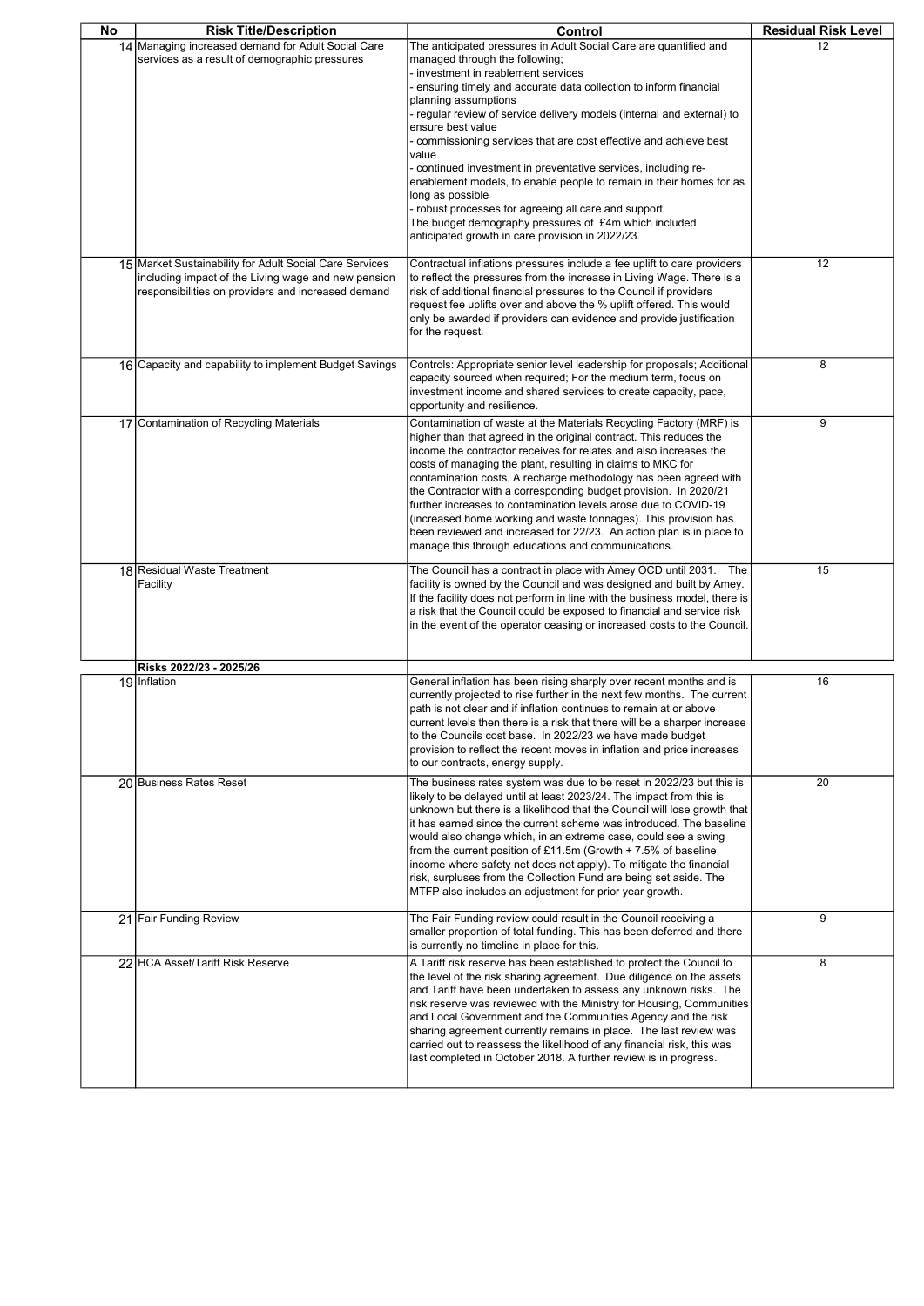| No | Risk Title/Description | Control | Residual Risk Level |
|---|---|---|---|
| 14 | Managing increased demand for Adult Social Care services as a result of demographic pressures | The anticipated pressures in Adult Social Care are quantified and managed through the following;<br>- investment in reablement services<br>- ensuring timely and accurate data collection to inform financial planning assumptions<br>- regular review of service delivery models (internal and external) to ensure best value<br>- commissioning services that are cost effective and achieve best value<br>- continued investment in preventative services, including re-enablement models, to enable people to remain in their homes for as long as possible<br>- robust processes for agreeing all care and support.<br>The budget demography pressures of £4m which included anticipated growth in care provision in 2022/23. | 12 |
| 15 | Market Sustainability for Adult Social Care Services including impact of the Living wage and new pension responsibilities on providers and increased demand | Contractual inflations pressures include a fee uplift to care providers to reflect the pressures from the increase in Living Wage. There is a risk of additional financial pressures to the Council if providers request fee uplifts over and above the % uplift offered. This would only be awarded if providers can evidence and provide justification for the request. | 12 |
| 16 | Capacity and capability to implement Budget Savings | Controls: Appropriate senior level leadership for proposals; Additional capacity sourced when required; For the medium term, focus on investment income and shared services to create capacity, pace, opportunity and resilience. | 8 |
| 17 | Contamination of Recycling Materials | Contamination of waste at the Materials Recycling Factory (MRF) is higher than that agreed in the original contract. This reduces the income the contractor receives for relates and also increases the costs of managing the plant, resulting in claims to MKC for contamination costs. A recharge methodology has been agreed with the Contractor with a corresponding budget provision. In 2020/21 further increases to contamination levels arose due to COVID-19 (increased home working and waste tonnages). This provision has been reviewed and increased for 22/23. An action plan is in place to manage this through educations and communications. | 9 |
| 18 | Residual Waste Treatment Facility | The Council has a contract in place with Amey OCD until 2031. The facility is owned by the Council and was designed and built by Amey. If the facility does not perform in line with the business model, there is a risk that the Council could be exposed to financial and service risk in the event of the operator ceasing or increased costs to the Council. | 15 |
| | **Risks 2022/23 - 2025/26** | | |
| 19 | Inflation | General inflation has been rising sharply over recent months and is currently projected to rise further in the next few months. The current path is not clear and if inflation continues to remain at or above current levels then there is a risk that there will be a sharper increase to the Councils cost base. In 2022/23 we have made budget provision to reflect the recent moves in inflation and price increases to our contracts, energy supply. | 16 |
| 20 | Business Rates Reset | The business rates system was due to be reset in 2022/23 but this is likely to be delayed until at least 2023/24. The impact from this is unknown but there is a likelihood that the Council will lose growth that it has earned since the current scheme was introduced. The baseline would also change which, in an extreme case, could see a swing from the current position of £11.5m (Growth + 7.5% of baseline income where safety net does not apply). To mitigate the financial risk, surpluses from the Collection Fund are being set aside. The MTFP also includes an adjustment for prior year growth. | 20 |
| 21 | Fair Funding Review | The Fair Funding review could result in the Council receiving a smaller proportion of total funding. This has been deferred and there is currently no timeline in place for this. | 9 |
| 22 | HCA Asset/Tariff Risk Reserve | A Tariff risk reserve has been established to protect the Council to the level of the risk sharing agreement. Due diligence on the assets and Tariff have been undertaken to assess any unknown risks. The risk reserve was reviewed with the Ministry for Housing, Communities and Local Government and the Communities Agency and the risk sharing agreement currently remains in place. The last review was carried out to reassess the likelihood of any financial risk, this was last completed in October 2018. A further review is in progress. | 8 |